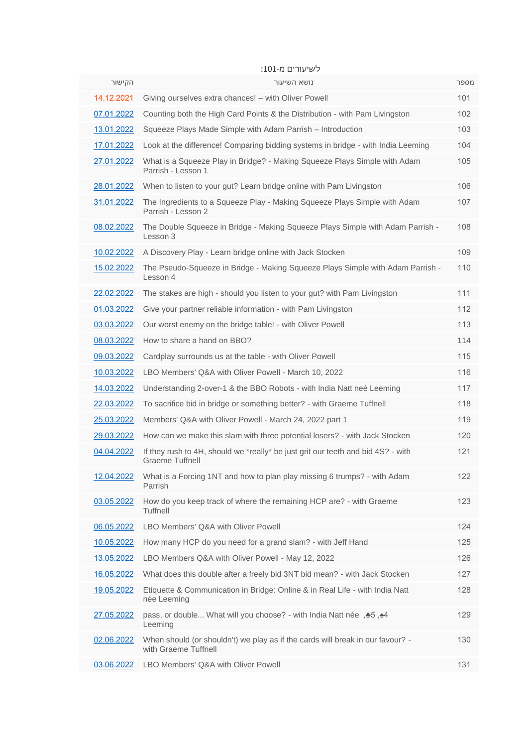לשיעורים מ-101:

| מספר | נושא השיעור | הקישור |
|---|---|---|
| 101 | Giving ourselves extra chances! – with Oliver Powell | 14.12.2021 |
| 102 | Counting both the High Card Points & the Distribution - with Pam Livingston | 07.01.2022 |
| 103 | Squeeze Plays Made Simple with Adam Parrish – Introduction | 13.01.2022 |
| 104 | Look at the difference! Comparing bidding systems in bridge - with India Leeming | 17.01.2022 |
| 105 | What is a Squeeze Play in Bridge? - Making Squeeze Plays Simple with Adam Parrish - Lesson 1 | 27.01.2022 |
| 106 | When to listen to your gut? Learn bridge online with Pam Livingston | 28.01.2022 |
| 107 | The Ingredients to a Squeeze Play - Making Squeeze Plays Simple with Adam Parrish - Lesson 2 | 31.01.2022 |
| 108 | The Double Squeeze in Bridge - Making Squeeze Plays Simple with Adam Parrish - Lesson 3 | 08.02.2022 |
| 109 | A Discovery Play - Learn bridge online with Jack Stocken | 10.02.2022 |
| 110 | The Pseudo-Squeeze in Bridge - Making Squeeze Plays Simple with Adam Parrish - Lesson 4 | 15.02.2022 |
| 111 | The stakes are high - should you listen to your gut? with Pam Livingston | 22.02.2022 |
| 112 | Give your partner reliable information - with Pam Livingston | 01.03.2022 |
| 113 | Our worst enemy on the bridge table! - with Oliver Powell | 03.03.2022 |
| 114 | How to share a hand on BBO? | 08.03.2022 |
| 115 | Cardplay surrounds us at the table - with Oliver Powell | 09.03.2022 |
| 116 | LBO Members' Q&A with Oliver Powell - March 10, 2022 | 10.03.2022 |
| 117 | Understanding 2-over-1 & the BBO Robots - with India Natt neé Leeming | 14.03.2022 |
| 118 | To sacrifice bid in bridge or something better? - with Graeme Tuffnell | 22.03.2022 |
| 119 | Members' Q&A with Oliver Powell - March 24, 2022 part 1 | 25.03.2022 |
| 120 | How can we make this slam with three potential losers? - with Jack Stocken | 29.03.2022 |
| 121 | If they rush to 4H, should we *really* be just grit our teeth and bid 4S? - with Graeme Tuffnell | 04.04.2022 |
| 122 | What is a Forcing 1NT and how to plan play missing 6 trumps? - with Adam Parrish | 12.04.2022 |
| 123 | How do you keep track of where the remaining HCP are? - with Graeme Tuffnell | 03.05.2022 |
| 124 | LBO Members' Q&A with Oliver Powell | 06.05.2022 |
| 125 | How many HCP do you need for a grand slam? - with Jeff Hand | 10.05.2022 |
| 126 | LBO Members Q&A with Oliver Powell - May 12, 2022 | 13.05.2022 |
| 127 | What does this double after a freely bid 3NT bid mean? - with Jack Stocken | 16.05.2022 |
| 128 | Etiquette & Communication in Bridge: Online & in Real Life - with India Natt née Leeming | 19.05.2022 |
| 129 | 4♠, 5♣, pass, or double... What will you choose? - with India Natt née Leeming | 27.05.2022 |
| 130 | When should (or shouldn't) we play as if the cards will break in our favour? - with Graeme Tuffnell | 02.06.2022 |
| 131 | LBO Members' Q&A with Oliver Powell | 03.06.2022 |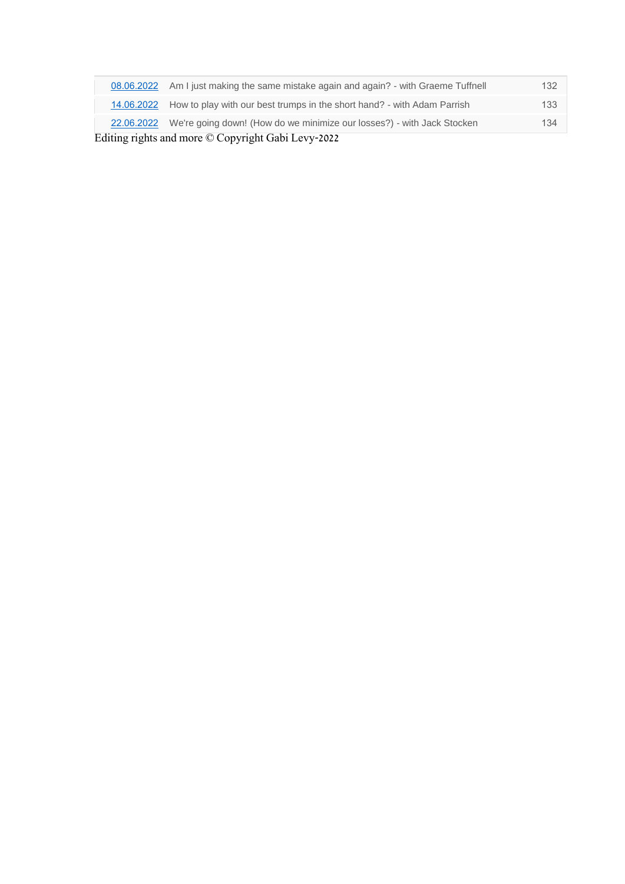| | | |
|---|---|---|
| 08.06.2022 | Am I just making the same mistake again and again? - with Graeme Tuffnell | 132 |
| 14.06.2022 | How to play with our best trumps in the short hand? - with Adam Parrish | 133 |
| 22.06.2022 | We're going down! (How do we minimize our losses?) - with Jack Stocken | 134 |

Editing rights and more © Copyright Gabi Levy-2022